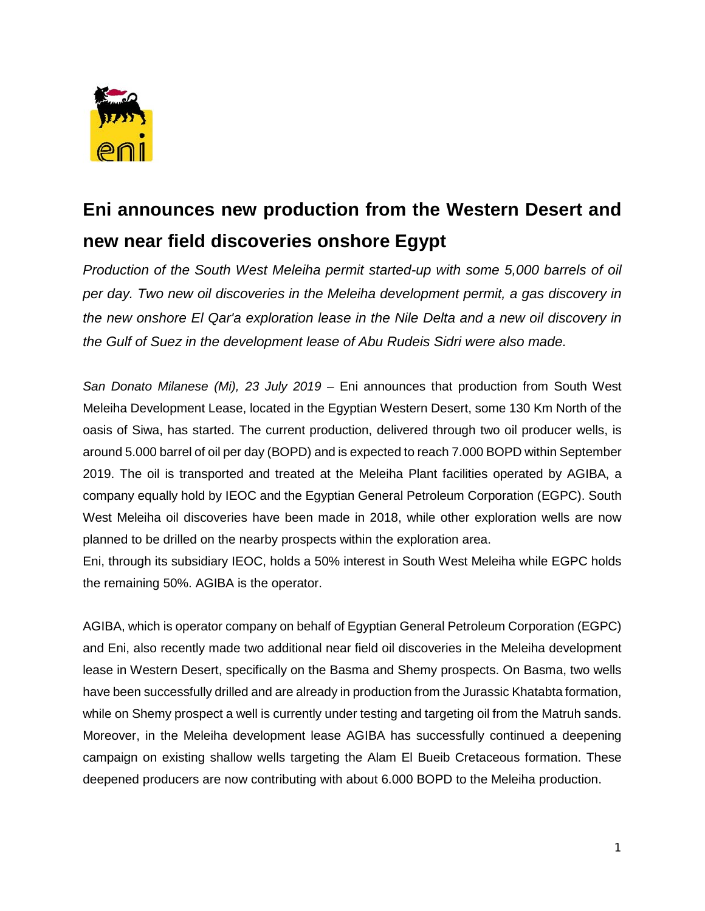# Eni announces new production from the Western Desert and new near field discoveries onshore Egypt

*Production of the South West Meleiha permit started-up with some 5,000 barrels of oil per day. Two new oil discoveries in the Meleiha development permit, a gas discovery in the new onshore El Qar'a exploration lease in the Nile Delta and a new oil discovery in the Gulf of Suez in the development lease of Abu Rudeis Sidri were also made.*

*San Donato Milanese (Mi), 23 July 2019* – Eni announces that production from South West Meleiha Development Lease, located in the Egyptian Western Desert, some 130 Km North of the oasis of Siwa, has started. The current production, delivered through two oil producer wells, is around 5.000 barrel of oil per day (BOPD) and is expected to reach 7.000 BOPD within September 2019. The oil is transported and treated at the Meleiha Plant facilities operated by AGIBA, a company equally hold by IEOC and the Egyptian General Petroleum Corporation (EGPC). South West Meleiha oil discoveries have been made in 2018, while other exploration wells are now planned to be drilled on the nearby prospects within the exploration area.
Eni, through its subsidiary IEOC, holds a 50% interest in South West Meleiha while EGPC holds the remaining 50%. AGIBA is the operator.

AGIBA, which is operator company on behalf of Egyptian General Petroleum Corporation (EGPC) and Eni, also recently made two additional near field oil discoveries in the Meleiha development lease in Western Desert, specifically on the Basma and Shemy prospects. On Basma, two wells have been successfully drilled and are already in production from the Jurassic Khatabta formation, while on Shemy prospect a well is currently under testing and targeting oil from the Matruh sands. Moreover, in the Meleiha development lease AGIBA has successfully continued a deepening campaign on existing shallow wells targeting the Alam El Bueib Cretaceous formation. These deepened producers are now contributing with about 6.000 BOPD to the Meleiha production.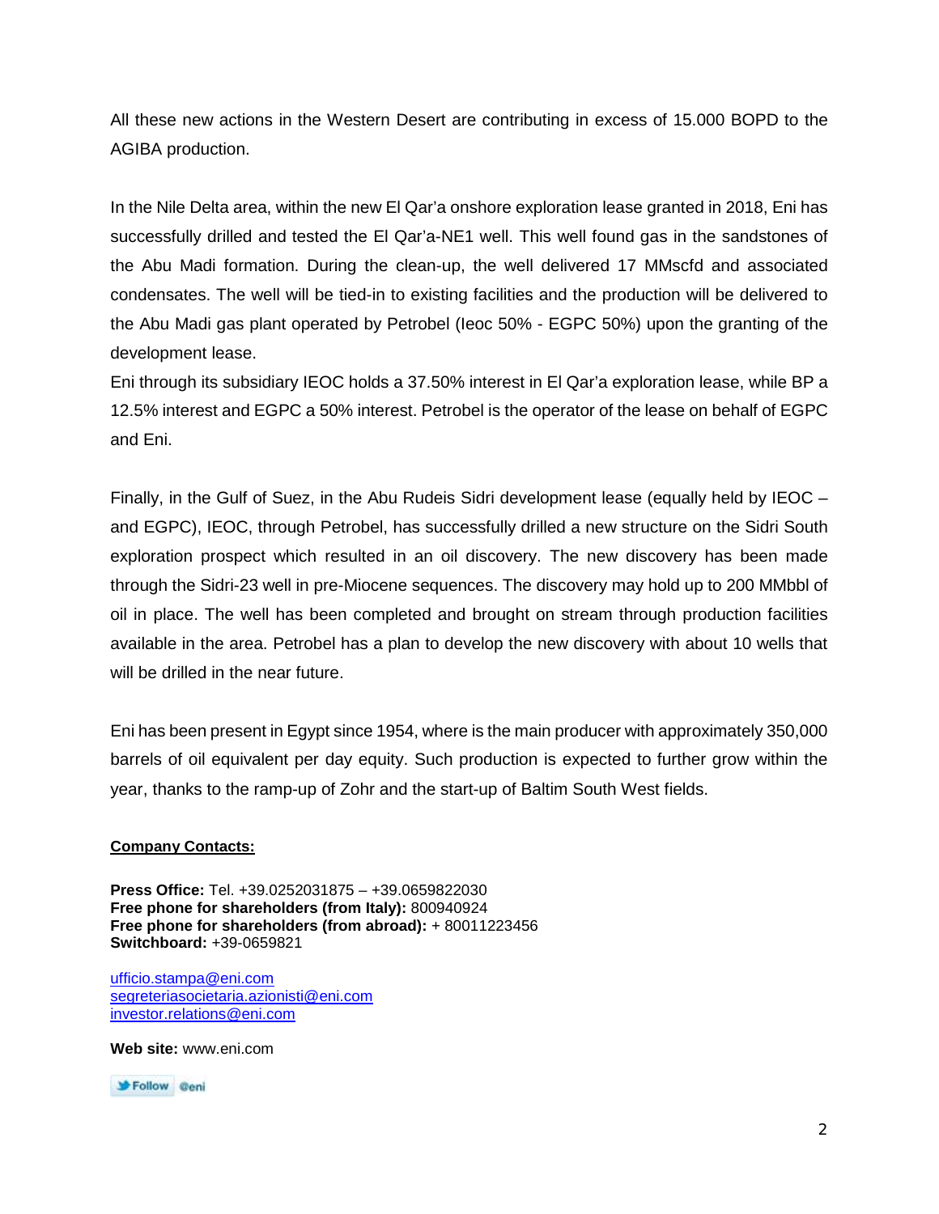All these new actions in the Western Desert are contributing in excess of 15.000 BOPD to the AGIBA production.

In the Nile Delta area, within the new El Qar'a onshore exploration lease granted in 2018, Eni has successfully drilled and tested the El Qar'a-NE1 well. This well found gas in the sandstones of the Abu Madi formation. During the clean-up, the well delivered 17 MMscfd and associated condensates. The well will be tied-in to existing facilities and the production will be delivered to the Abu Madi gas plant operated by Petrobel (Ieoc 50% - EGPC 50%) upon the granting of the development lease.
Eni through its subsidiary IEOC holds a 37.50% interest in El Qar'a exploration lease, while BP a 12.5% interest and EGPC a 50% interest. Petrobel is the operator of the lease on behalf of EGPC and Eni.

Finally, in the Gulf of Suez, in the Abu Rudeis Sidri development lease (equally held by IEOC – and EGPC), IEOC, through Petrobel, has successfully drilled a new structure on the Sidri South exploration prospect which resulted in an oil discovery. The new discovery has been made through the Sidri-23 well in pre-Miocene sequences. The discovery may hold up to 200 MMbbl of oil in place. The well has been completed and brought on stream through production facilities available in the area. Petrobel has a plan to develop the new discovery with about 10 wells that will be drilled in the near future.

Eni has been present in Egypt since 1954, where is the main producer with approximately 350,000 barrels of oil equivalent per day equity. Such production is expected to further grow within the year, thanks to the ramp-up of Zohr and the start-up of Baltim South West fields.

**Company Contacts:**

**Press Office:** Tel. +39.0252031875 – +39.0659822030
**Free phone for shareholders (from Italy):** 800940924
**Free phone for shareholders (from abroad):** + 80011223456
**Switchboard:** +39-0659821

ufficio.stampa@eni.com
segreteriasocietaria.azionisti@eni.com
investor.relations@eni.com

**Web site:** www.eni.com

Follow @eni